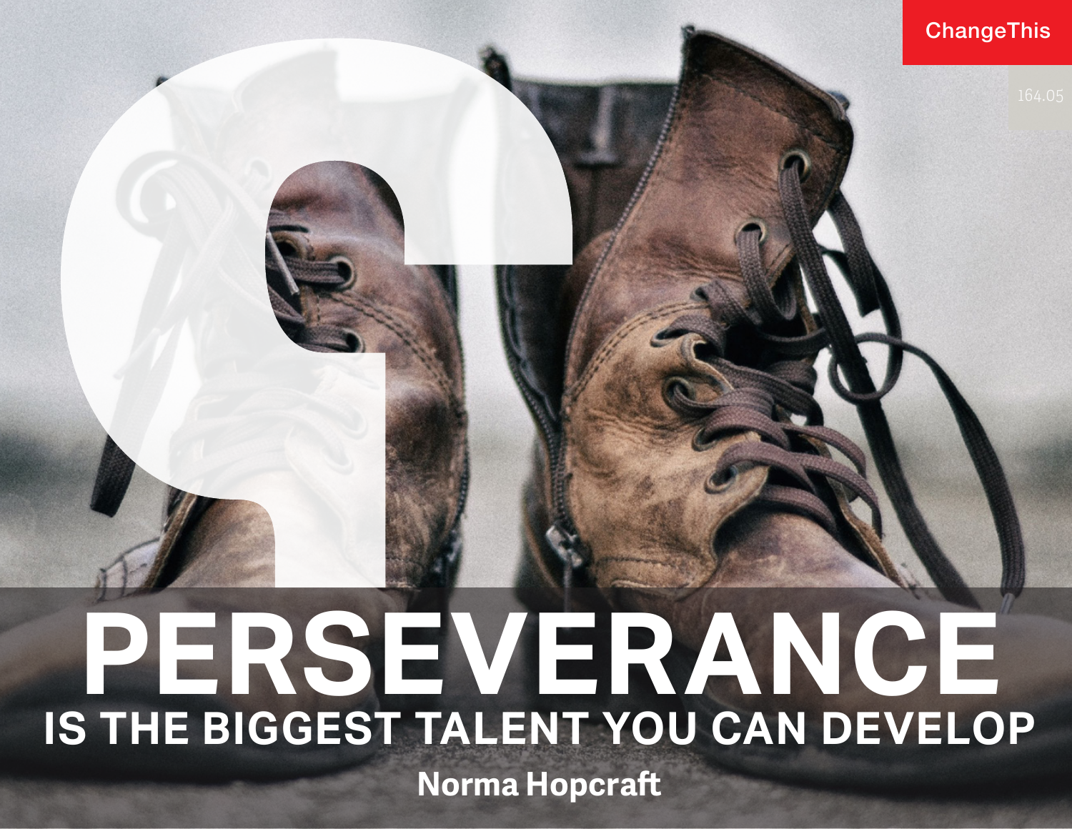ChangeThis

164.05

# PERSEVERANCE

## IS THE BIGGEST TALENT YOU CAN DEVELOP

**Norma Hopcraft**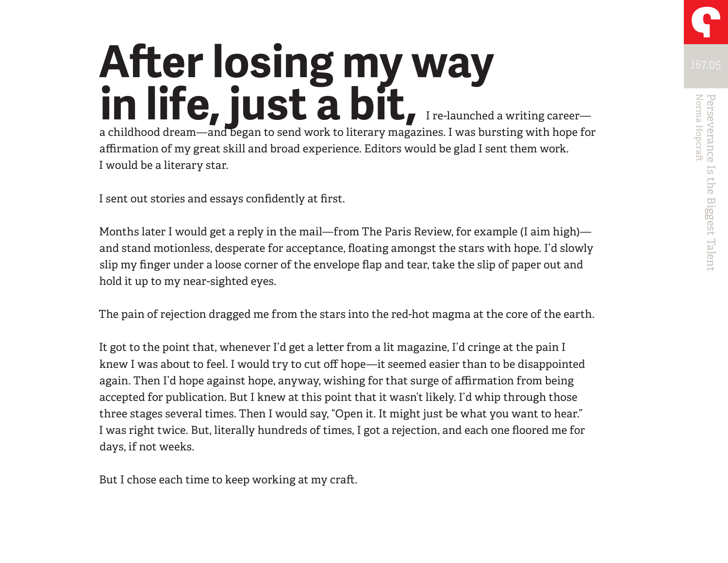**After losing my way in life, just a bit,** I re-launched a writing career—a childhood dream—and began to send work to literary magazines. I was bursting with hope for affirmation of my great skill and broad experience. Editors would be glad I sent them work. I would be a literary star.

I sent out stories and essays confidently at first.

Months later I would get a reply in the mail—from The Paris Review, for example (I aim high)—and stand motionless, desperate for acceptance, floating amongst the stars with hope. I'd slowly slip my finger under a loose corner of the envelope flap and tear, take the slip of paper out and hold it up to my near-sighted eyes.

The pain of rejection dragged me from the stars into the red-hot magma at the core of the earth.

It got to the point that, whenever I'd get a letter from a lit magazine, I'd cringe at the pain I knew I was about to feel. I would try to cut off hope—it seemed easier than to be disappointed again. Then I'd hope against hope, anyway, wishing for that surge of affirmation from being accepted for publication. But I knew at this point that it wasn't likely. I'd whip through those three stages several times. Then I would say, "Open it. It might just be what you want to hear." I was right twice. But, literally hundreds of times, I got a rejection, and each one floored me for days, if not weeks.

But I chose each time to keep working at my craft.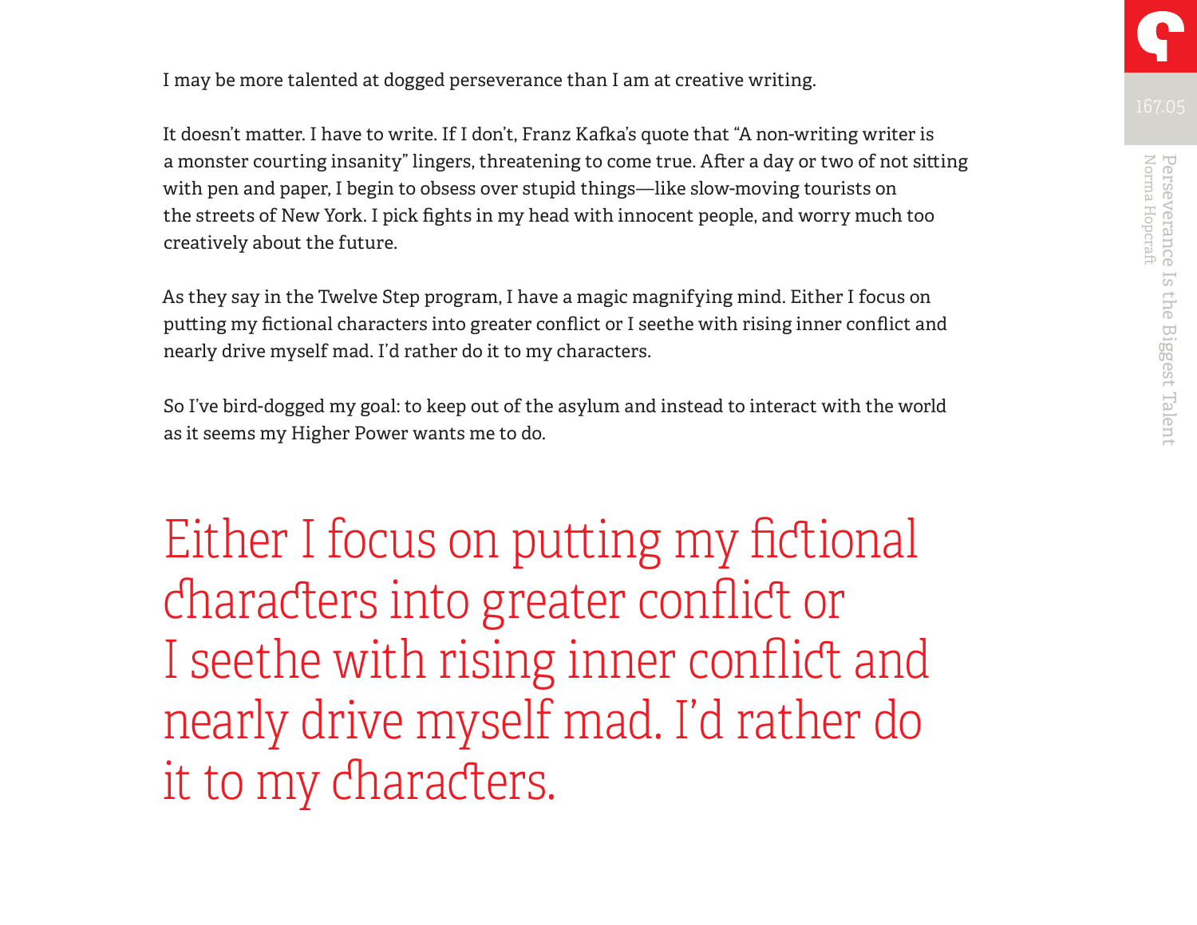I may be more talented at dogged perseverance than I am at creative writing.

It doesn't matter. I have to write. If I don't, Franz Kafka's quote that "A non-writing writer is a monster courting insanity" lingers, threatening to come true. After a day or two of not sitting with pen and paper, I begin to obsess over stupid things—like slow-moving tourists on the streets of New York. I pick fights in my head with innocent people, and worry much too creatively about the future.

As they say in the Twelve Step program, I have a magic magnifying mind. Either I focus on putting my fictional characters into greater conflict or I seethe with rising inner conflict and nearly drive myself mad. I'd rather do it to my characters.

So I've bird-dogged my goal: to keep out of the asylum and instead to interact with the world as it seems my Higher Power wants me to do.

> Either I focus on putting my fictional characters into greater conflict or I seethe with rising inner conflict and nearly drive myself mad. I'd rather do it to my characters.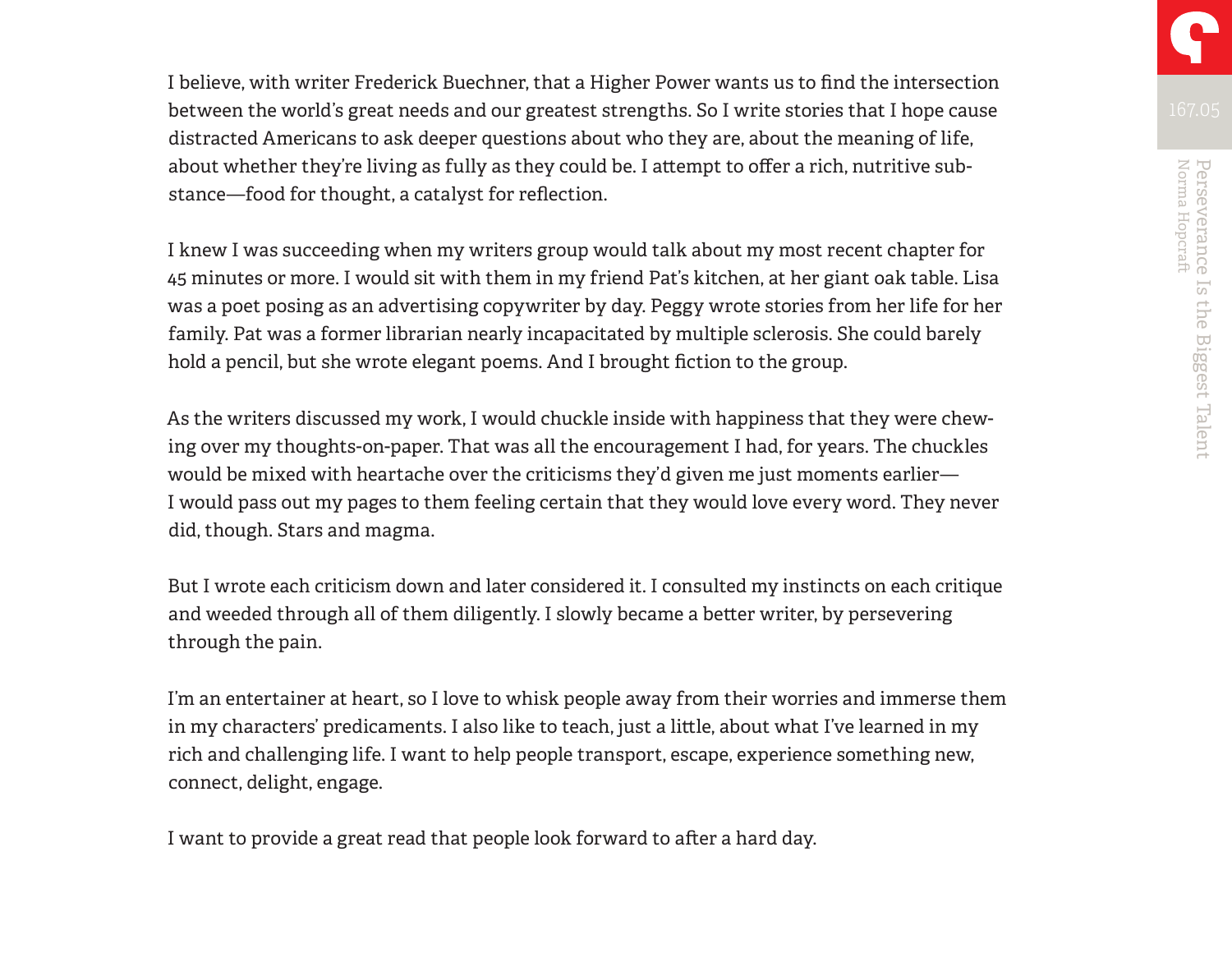I believe, with writer Frederick Buechner, that a Higher Power wants us to find the intersection between the world's great needs and our greatest strengths. So I write stories that I hope cause distracted Americans to ask deeper questions about who they are, about the meaning of life, about whether they're living as fully as they could be. I attempt to offer a rich, nutritive substance—food for thought, a catalyst for reflection.

I knew I was succeeding when my writers group would talk about my most recent chapter for 45 minutes or more. I would sit with them in my friend Pat's kitchen, at her giant oak table. Lisa was a poet posing as an advertising copywriter by day. Peggy wrote stories from her life for her family. Pat was a former librarian nearly incapacitated by multiple sclerosis. She could barely hold a pencil, but she wrote elegant poems. And I brought fiction to the group.

As the writers discussed my work, I would chuckle inside with happiness that they were chewing over my thoughts-on-paper. That was all the encouragement I had, for years. The chuckles would be mixed with heartache over the criticisms they'd given me just moments earlier—I would pass out my pages to them feeling certain that they would love every word. They never did, though. Stars and magma.

But I wrote each criticism down and later considered it. I consulted my instincts on each critique and weeded through all of them diligently. I slowly became a better writer, by persevering through the pain.

I'm an entertainer at heart, so I love to whisk people away from their worries and immerse them in my characters' predicaments. I also like to teach, just a little, about what I've learned in my rich and challenging life. I want to help people transport, escape, experience something new, connect, delight, engage.

I want to provide a great read that people look forward to after a hard day.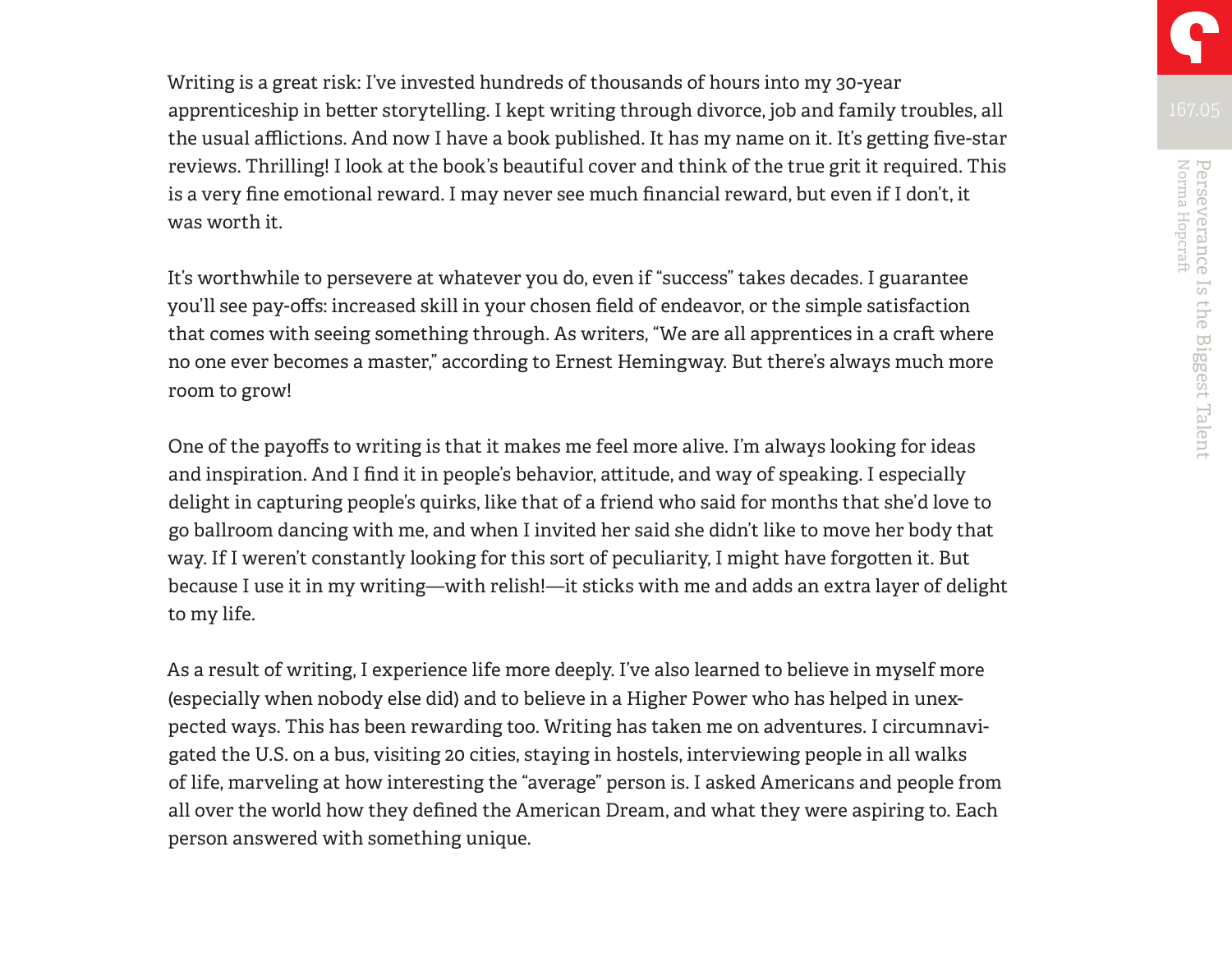Writing is a great risk: I've invested hundreds of thousands of hours into my 30-year apprenticeship in better storytelling. I kept writing through divorce, job and family troubles, all the usual afflictions. And now I have a book published. It has my name on it. It's getting five-star reviews. Thrilling! I look at the book's beautiful cover and think of the true grit it required. This is a very fine emotional reward. I may never see much financial reward, but even if I don't, it was worth it.

It's worthwhile to persevere at whatever you do, even if "success" takes decades. I guarantee you'll see pay-offs: increased skill in your chosen field of endeavor, or the simple satisfaction that comes with seeing something through. As writers, "We are all apprentices in a craft where no one ever becomes a master," according to Ernest Hemingway. But there's always much more room to grow!

One of the payoffs to writing is that it makes me feel more alive. I'm always looking for ideas and inspiration. And I find it in people's behavior, attitude, and way of speaking. I especially delight in capturing people's quirks, like that of a friend who said for months that she'd love to go ballroom dancing with me, and when I invited her said she didn't like to move her body that way. If I weren't constantly looking for this sort of peculiarity, I might have forgotten it. But because I use it in my writing—with relish!—it sticks with me and adds an extra layer of delight to my life.

As a result of writing, I experience life more deeply. I've also learned to believe in myself more (especially when nobody else did) and to believe in a Higher Power who has helped in unexpected ways. This has been rewarding too. Writing has taken me on adventures. I circumnavigated the U.S. on a bus, visiting 20 cities, staying in hostels, interviewing people in all walks of life, marveling at how interesting the "average" person is. I asked Americans and people from all over the world how they defined the American Dream, and what they were aspiring to. Each person answered with something unique.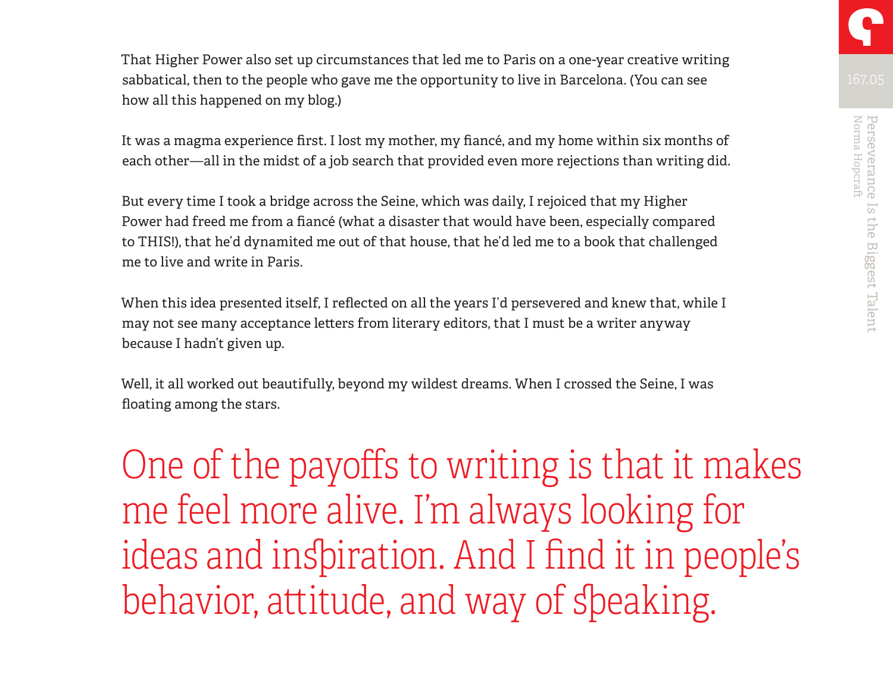That Higher Power also set up circumstances that led me to Paris on a one-year creative writing sabbatical, then to the people who gave me the opportunity to live in Barcelona. (You can see how all this happened on my blog.)

It was a magma experience first. I lost my mother, my fiancé, and my home within six months of each other—all in the midst of a job search that provided even more rejections than writing did.

But every time I took a bridge across the Seine, which was daily, I rejoiced that my Higher Power had freed me from a fiancé (what a disaster that would have been, especially compared to THIS!), that he'd dynamited me out of that house, that he'd led me to a book that challenged me to live and write in Paris.

When this idea presented itself, I reflected on all the years I'd persevered and knew that, while I may not see many acceptance letters from literary editors, that I must be a writer anyway because I hadn't given up.

Well, it all worked out beautifully, beyond my wildest dreams. When I crossed the Seine, I was floating among the stars.

> One of the payoffs to writing is that it makes me feel more alive. I'm always looking for ideas and inspiration. And I find it in people's behavior, attitude, and way of speaking.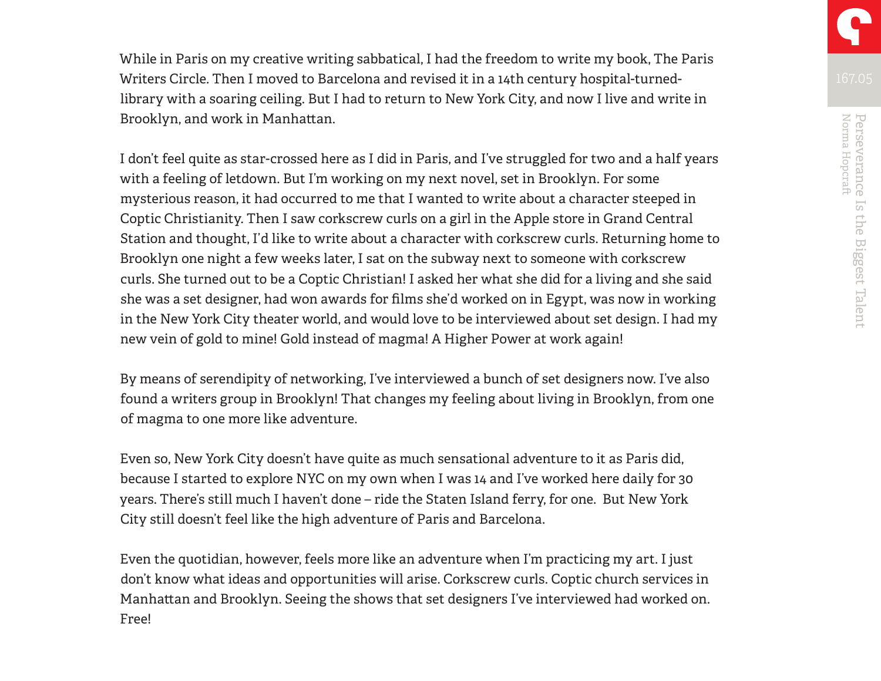While in Paris on my creative writing sabbatical, I had the freedom to write my book, The Paris Writers Circle. Then I moved to Barcelona and revised it in a 14th century hospital-turned-library with a soaring ceiling. But I had to return to New York City, and now I live and write in Brooklyn, and work in Manhattan.

I don't feel quite as star-crossed here as I did in Paris, and I've struggled for two and a half years with a feeling of letdown. But I'm working on my next novel, set in Brooklyn. For some mysterious reason, it had occurred to me that I wanted to write about a character steeped in Coptic Christianity. Then I saw corkscrew curls on a girl in the Apple store in Grand Central Station and thought, I'd like to write about a character with corkscrew curls. Returning home to Brooklyn one night a few weeks later, I sat on the subway next to someone with corkscrew curls. She turned out to be a Coptic Christian! I asked her what she did for a living and she said she was a set designer, had won awards for films she'd worked on in Egypt, was now in working in the New York City theater world, and would love to be interviewed about set design. I had my new vein of gold to mine! Gold instead of magma! A Higher Power at work again!

By means of serendipity of networking, I've interviewed a bunch of set designers now. I've also found a writers group in Brooklyn! That changes my feeling about living in Brooklyn, from one of magma to one more like adventure.

Even so, New York City doesn't have quite as much sensational adventure to it as Paris did, because I started to explore NYC on my own when I was 14 and I've worked here daily for 30 years. There's still much I haven't done – ride the Staten Island ferry, for one. But New York City still doesn't feel like the high adventure of Paris and Barcelona.

Even the quotidian, however, feels more like an adventure when I'm practicing my art. I just don't know what ideas and opportunities will arise. Corkscrew curls. Coptic church services in Manhattan and Brooklyn. Seeing the shows that set designers I've interviewed had worked on. Free!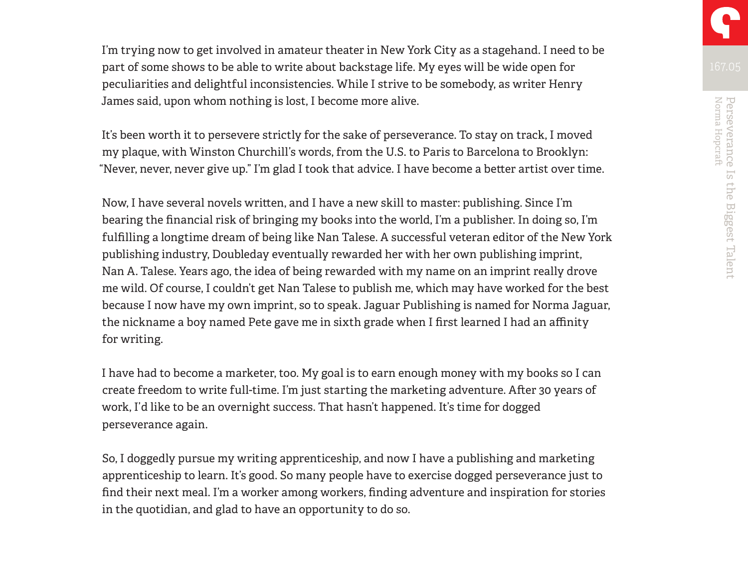I'm trying now to get involved in amateur theater in New York City as a stagehand. I need to be part of some shows to be able to write about backstage life. My eyes will be wide open for peculiarities and delightful inconsistencies. While I strive to be somebody, as writer Henry James said, upon whom nothing is lost, I become more alive.

It's been worth it to persevere strictly for the sake of perseverance. To stay on track, I moved my plaque, with Winston Churchill's words, from the U.S. to Paris to Barcelona to Brooklyn: "Never, never, never give up." I'm glad I took that advice. I have become a better artist over time.

Now, I have several novels written, and I have a new skill to master: publishing. Since I'm bearing the financial risk of bringing my books into the world, I'm a publisher. In doing so, I'm fulfilling a longtime dream of being like Nan Talese. A successful veteran editor of the New York publishing industry, Doubleday eventually rewarded her with her own publishing imprint, Nan A. Talese. Years ago, the idea of being rewarded with my name on an imprint really drove me wild. Of course, I couldn't get Nan Talese to publish me, which may have worked for the best because I now have my own imprint, so to speak. Jaguar Publishing is named for Norma Jaguar, the nickname a boy named Pete gave me in sixth grade when I first learned I had an affinity for writing.

I have had to become a marketer, too. My goal is to earn enough money with my books so I can create freedom to write full-time. I'm just starting the marketing adventure. After 30 years of work, I'd like to be an overnight success. That hasn't happened. It's time for dogged perseverance again.

So, I doggedly pursue my writing apprenticeship, and now I have a publishing and marketing apprenticeship to learn. It's good. So many people have to exercise dogged perseverance just to find their next meal. I'm a worker among workers, finding adventure and inspiration for stories in the quotidian, and glad to have an opportunity to do so.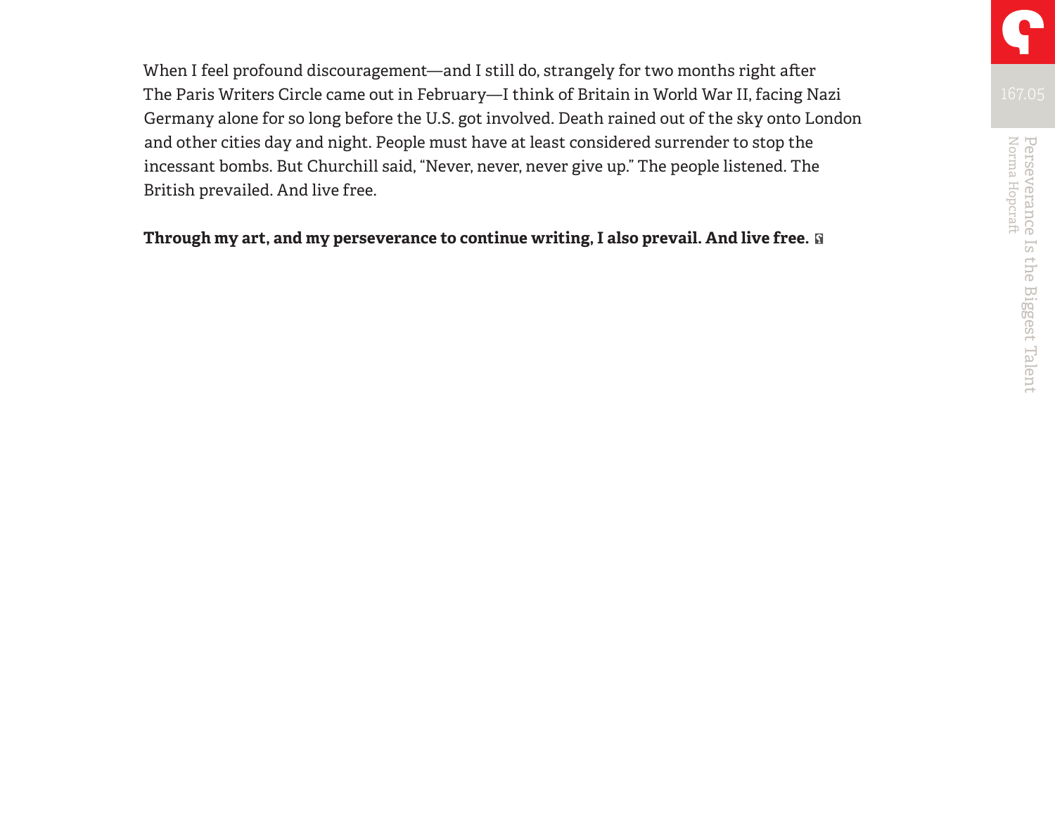When I feel profound discouragement—and I still do, strangely for two months right after The Paris Writers Circle came out in February—I think of Britain in World War II, facing Nazi Germany alone for so long before the U.S. got involved. Death rained out of the sky onto London and other cities day and night. People must have at least considered surrender to stop the incessant bombs. But Churchill said, "Never, never, never give up." The people listened. The British prevailed. And live free.

**Through my art, and my perseverance to continue writing, I also prevail. And live free.**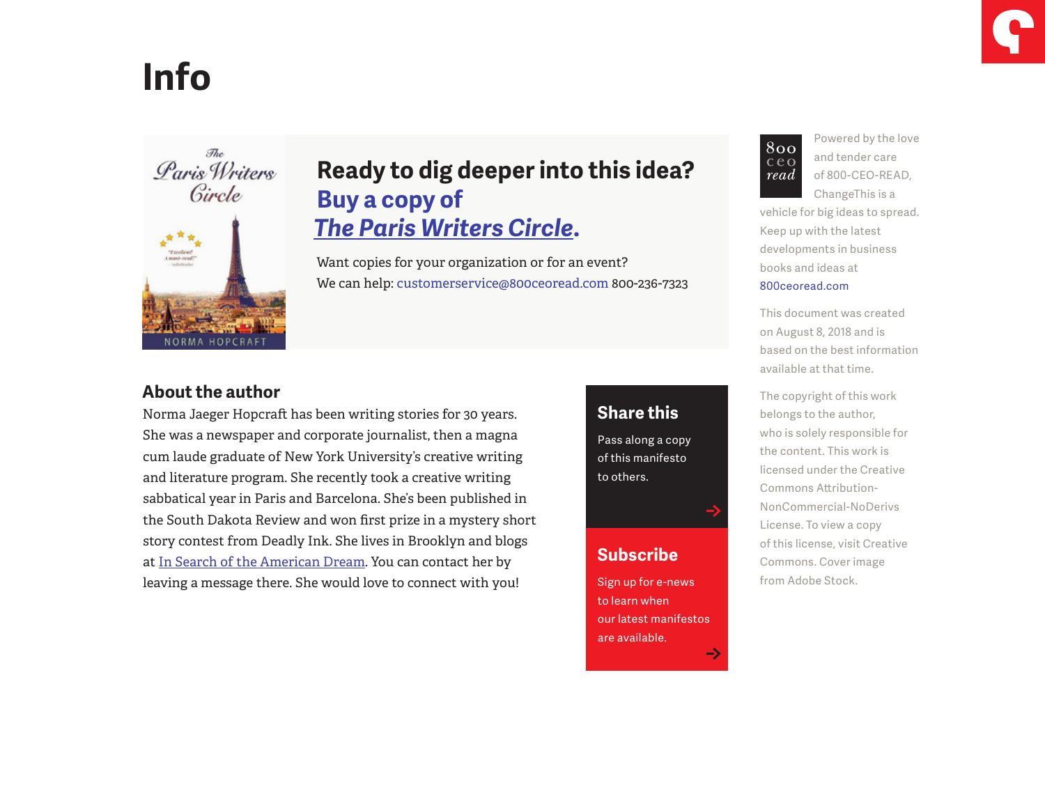# Info

## Ready to dig deeper into this idea?

## Buy a copy of *The Paris Writers Circle*.

Want copies for your organization or for an event?
We can help: customerservice@800ceoread.com 800-236-7323

### About the author

Norma Jaeger Hopcraft has been writing stories for 30 years. She was a newspaper and corporate journalist, then a magna cum laude graduate of New York University's creative writing and literature program. She recently took a creative writing sabbatical year in Paris and Barcelona. She's been published in the South Dakota Review and won first prize in a mystery short story contest from Deadly Ink. She lives in Brooklyn and blogs at In Search of the American Dream. You can contact her by leaving a message there. She would love to connect with you!

### Share this

Pass along a copy of this manifesto to others.

### Subscribe

Sign up for e-news to learn when our latest manifestos are available.

Powered by the love and tender care of 800-CEO-READ, ChangeThis is a vehicle for big ideas to spread. Keep up with the latest developments in business books and ideas at 800ceoread.com

This document was created on August 8, 2018 and is based on the best information available at that time.

The copyright of this work belongs to the author, who is solely responsible for the content. This work is licensed under the Creative Commons Attribution-NonCommercial-NoDerivs License. To view a copy of this license, visit Creative Commons. Cover image from Adobe Stock.